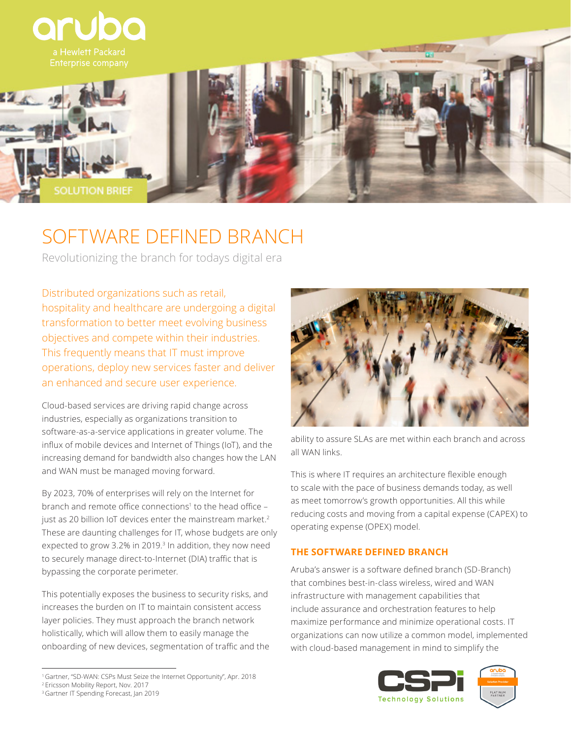SOLUTION BRIEF

# SOFTWARE DEFINED BRANCH

Revolutionizing the branch for todays digital era

Distributed organizations such as retail, hospitality and healthcare are undergoing a digital transformation to better meet evolving business objectives and compete within their industries. This frequently means that IT must improve operations, deploy new services faster and deliver an enhanced and secure user experience.

Cloud-based services are driving rapid change across industries, especially as organizations transition to software-as-a-service applications in greater volume. The influx of mobile devices and Internet of Things (IoT), and the increasing demand for bandwidth also changes how the LAN and WAN must be managed moving forward.

By 2023, 70% of enterprises will rely on the Internet for branch and remote office connections[1] to the head office – just as 20 billion IoT devices enter the mainstream market.[2] These are daunting challenges for IT, whose budgets are only expected to grow 3.2% in 2019.[3] In addition, they now need to securely manage direct-to-Internet (DIA) traffic that is bypassing the corporate perimeter.

This potentially exposes the business to security risks, and increases the burden on IT to maintain consistent access layer policies. They must approach the branch network holistically, which will allow them to easily manage the onboarding of new devices, segmentation of traffic and the ability to assure SLAs are met within each branch and across all WAN links.

This is where IT requires an architecture flexible enough to scale with the pace of business demands today, as well as meet tomorrow's growth opportunities. All this while reducing costs and moving from a capital expense (CAPEX) to operating expense (OPEX) model.

## THE SOFTWARE DEFINED BRANCH

Aruba's answer is a software defined branch (SD-Branch) that combines best-in-class wireless, wired and WAN infrastructure with management capabilities that include assurance and orchestration features to help maximize performance and minimize operational costs. IT organizations can now utilize a common model, implemented with cloud-based management in mind to simplify the

---

[1] Gartner, "SD-WAN: CSPs Must Seize the Internet Opportunity", Apr. 2018
[2] Ericsson Mobility Report, Nov. 2017
[3] Gartner IT Spending Forecast, Jan 2019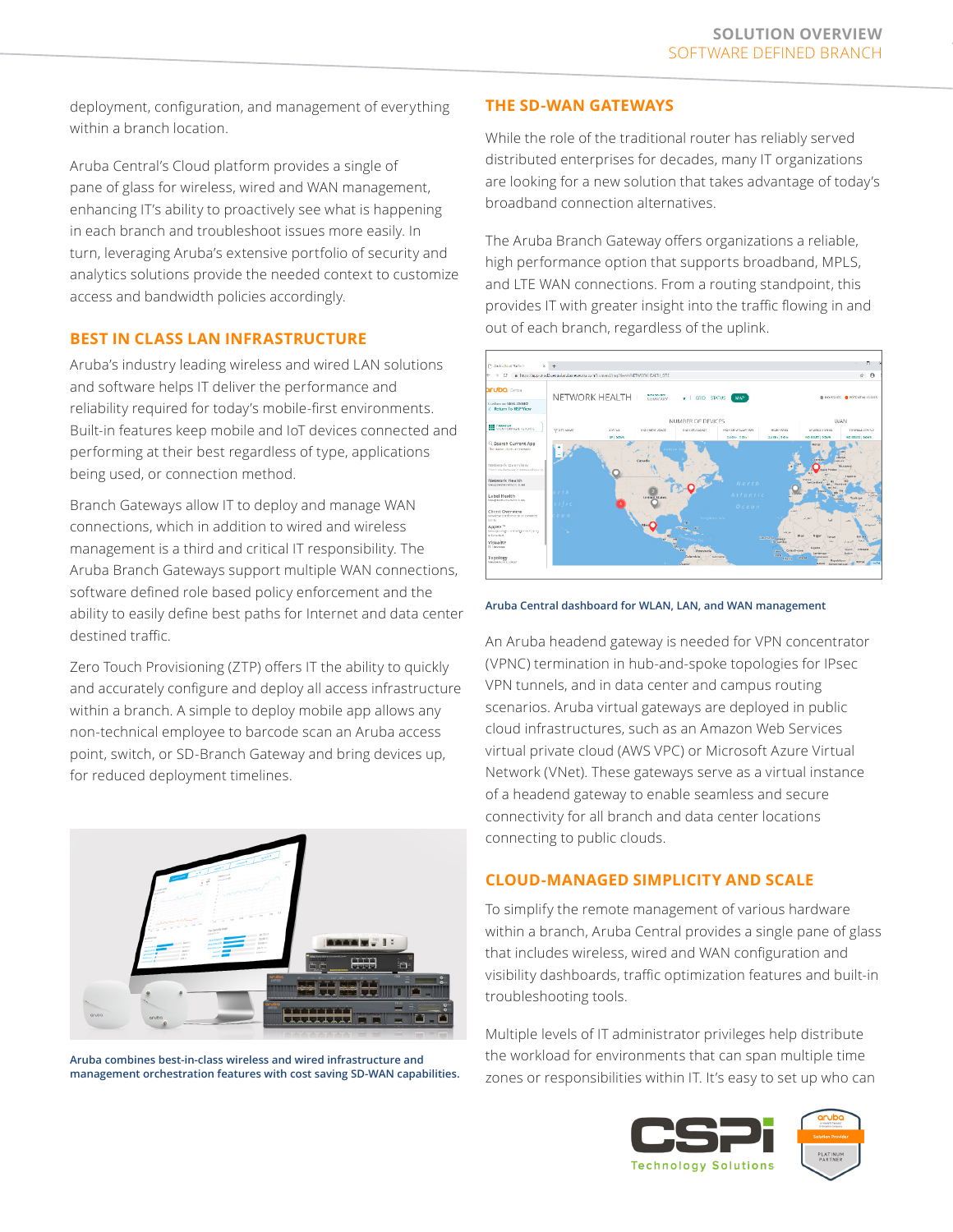deployment, configuration, and management of everything within a branch location.

Aruba Central's Cloud platform provides a single of pane of glass for wireless, wired and WAN management, enhancing IT's ability to proactively see what is happening in each branch and troubleshoot issues more easily. In turn, leveraging Aruba's extensive portfolio of security and analytics solutions provide the needed context to customize access and bandwidth policies accordingly.

## BEST IN CLASS LAN INFRASTRUCTURE

Aruba's industry leading wireless and wired LAN solutions and software helps IT deliver the performance and reliability required for today's mobile-first environments. Built-in features keep mobile and IoT devices connected and performing at their best regardless of type, applications being used, or connection method.

Branch Gateways allow IT to deploy and manage WAN connections, which in addition to wired and wireless management is a third and critical IT responsibility. The Aruba Branch Gateways support multiple WAN connections, software defined role based policy enforcement and the ability to easily define best paths for Internet and data center destined traffic.

Zero Touch Provisioning (ZTP) offers IT the ability to quickly and accurately configure and deploy all access infrastructure within a branch. A simple to deploy mobile app allows any non-technical employee to barcode scan an Aruba access point, switch, or SD-Branch Gateway and bring devices up, for reduced deployment timelines.

Aruba combines best-in-class wireless and wired infrastructure and management orchestration features with cost saving SD-WAN capabilities.

## THE SD-WAN GATEWAYS

While the role of the traditional router has reliably served distributed enterprises for decades, many IT organizations are looking for a new solution that takes advantage of today's broadband connection alternatives.

The Aruba Branch Gateway offers organizations a reliable, high performance option that supports broadband, MPLS, and LTE WAN connections. From a routing standpoint, this provides IT with greater insight into the traffic flowing in and out of each branch, regardless of the uplink.

Aruba Central dashboard for WLAN, LAN, and WAN management

An Aruba headend gateway is needed for VPN concentrator (VPNC) termination in hub-and-spoke topologies for IPsec VPN tunnels, and in data center and campus routing scenarios. Aruba virtual gateways are deployed in public cloud infrastructures, such as an Amazon Web Services virtual private cloud (AWS VPC) or Microsoft Azure Virtual Network (VNet). These gateways serve as a virtual instance of a headend gateway to enable seamless and secure connectivity for all branch and data center locations connecting to public clouds.

## CLOUD-MANAGED SIMPLICITY AND SCALE

To simplify the remote management of various hardware within a branch, Aruba Central provides a single pane of glass that includes wireless, wired and WAN configuration and visibility dashboards, traffic optimization features and built-in troubleshooting tools.

Multiple levels of IT administrator privileges help distribute the workload for environments that can span multiple time zones or responsibilities within IT. It's easy to set up who can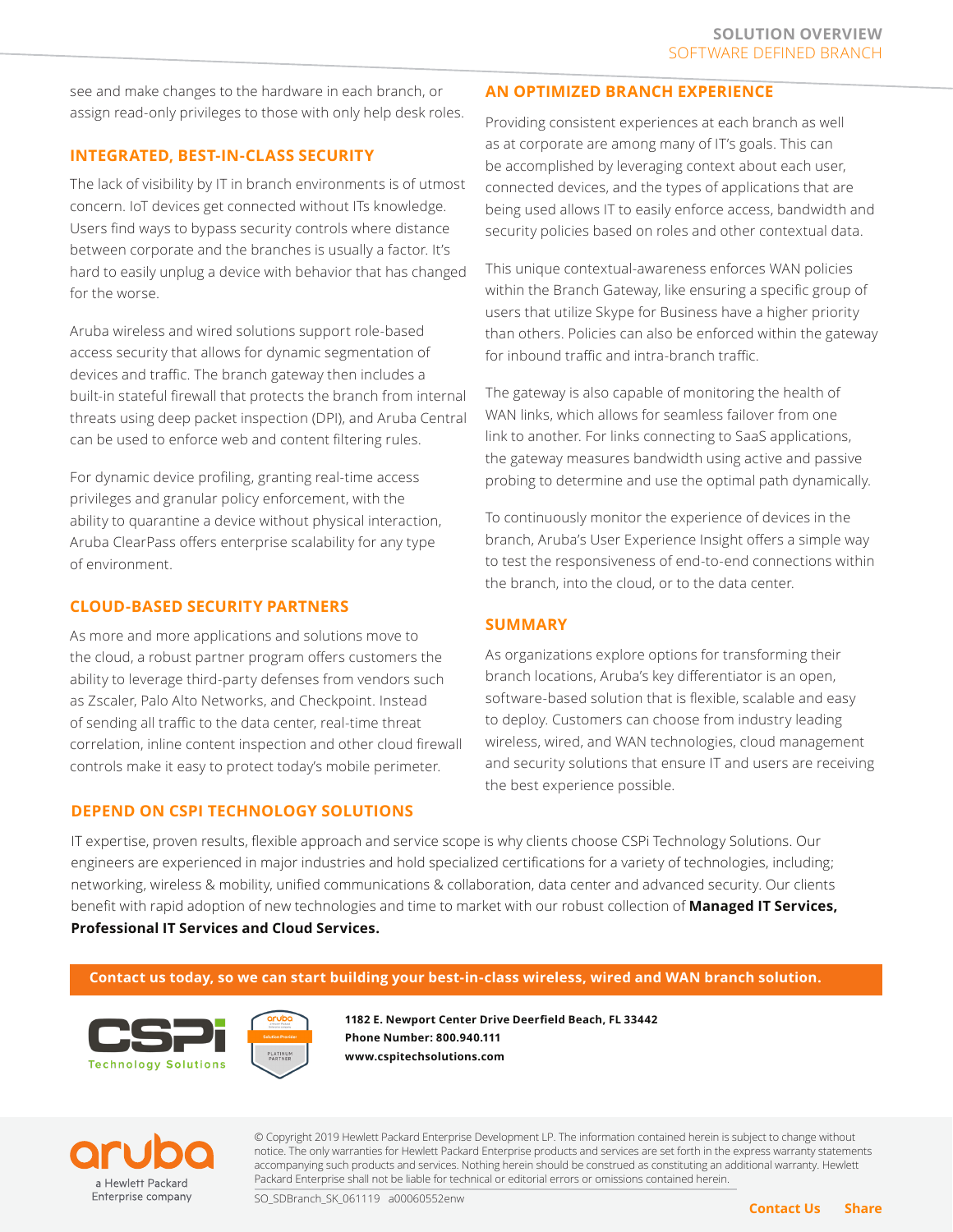see and make changes to the hardware in each branch, or assign read-only privileges to those with only help desk roles.

## INTEGRATED, BEST-IN-CLASS SECURITY

The lack of visibility by IT in branch environments is of utmost concern. IoT devices get connected without ITs knowledge. Users find ways to bypass security controls where distance between corporate and the branches is usually a factor. It's hard to easily unplug a device with behavior that has changed for the worse.

Aruba wireless and wired solutions support role-based access security that allows for dynamic segmentation of devices and traffic. The branch gateway then includes a built-in stateful firewall that protects the branch from internal threats using deep packet inspection (DPI), and Aruba Central can be used to enforce web and content filtering rules.

For dynamic device profiling, granting real-time access privileges and granular policy enforcement, with the ability to quarantine a device without physical interaction, Aruba ClearPass offers enterprise scalability for any type of environment.

## CLOUD-BASED SECURITY PARTNERS

As more and more applications and solutions move to the cloud, a robust partner program offers customers the ability to leverage third-party defenses from vendors such as Zscaler, Palo Alto Networks, and Checkpoint. Instead of sending all traffic to the data center, real-time threat correlation, inline content inspection and other cloud firewall controls make it easy to protect today's mobile perimeter.

## AN OPTIMIZED BRANCH EXPERIENCE

Providing consistent experiences at each branch as well as at corporate are among many of IT's goals. This can be accomplished by leveraging context about each user, connected devices, and the types of applications that are being used allows IT to easily enforce access, bandwidth and security policies based on roles and other contextual data.

This unique contextual-awareness enforces WAN policies within the Branch Gateway, like ensuring a specific group of users that utilize Skype for Business have a higher priority than others. Policies can also be enforced within the gateway for inbound traffic and intra-branch traffic.

The gateway is also capable of monitoring the health of WAN links, which allows for seamless failover from one link to another. For links connecting to SaaS applications, the gateway measures bandwidth using active and passive probing to determine and use the optimal path dynamically.

To continuously monitor the experience of devices in the branch, Aruba's User Experience Insight offers a simple way to test the responsiveness of end-to-end connections within the branch, into the cloud, or to the data center.

## SUMMARY

As organizations explore options for transforming their branch locations, Aruba's key differentiator is an open, software-based solution that is flexible, scalable and easy to deploy. Customers can choose from industry leading wireless, wired, and WAN technologies, cloud management and security solutions that ensure IT and users are receiving the best experience possible.

## DEPEND ON CSPI TECHNOLOGY SOLUTIONS

IT expertise, proven results, flexible approach and service scope is why clients choose CSPi Technology Solutions. Our engineers are experienced in major industries and hold specialized certifications for a variety of technologies, including; networking, wireless & mobility, unified communications & collaboration, data center and advanced security. Our clients benefit with rapid adoption of new technologies and time to market with our robust collection of **Managed IT Services, Professional IT Services and Cloud Services.**

**Contact us today, so we can start building your best-in-class wireless, wired and WAN branch solution.**

**1182 E. Newport Center Drive Deerfield Beach, FL 33442**
**Phone Number: 800.940.111**
**www.cspitechsolutions.com**

© Copyright 2019 Hewlett Packard Enterprise Development LP. The information contained herein is subject to change without notice. The only warranties for Hewlett Packard Enterprise products and services are set forth in the express warranty statements accompanying such products and services. Nothing herein should be construed as constituting an additional warranty. Hewlett Packard Enterprise shall not be liable for technical or editorial errors or omissions contained herein.

SO_SDBranch_SK_061119 a00060552enw